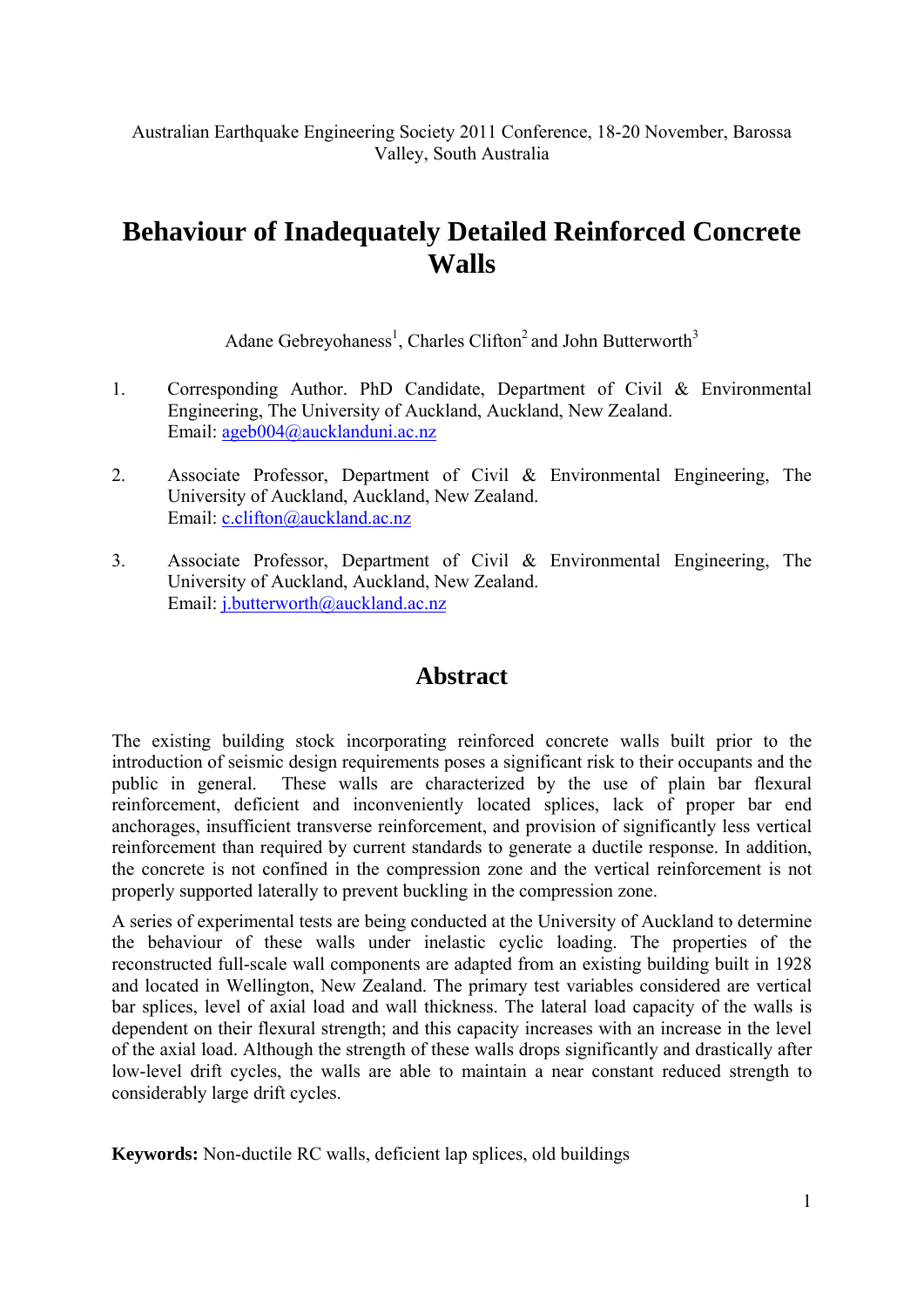Australian Earthquake Engineering Society 2011 Conference, 18-20 November, Barossa Valley, South Australia

# Behaviour of Inadequately Detailed Reinforced Concrete Walls

Adane Gebreyohaness[1], Charles Clifton[2] and John Butterworth[3]

1. Corresponding Author. PhD Candidate, Department of Civil & Environmental Engineering, The University of Auckland, Auckland, New Zealand.
   Email: ageb004@aucklanduni.ac.nz

2. Associate Professor, Department of Civil & Environmental Engineering, The University of Auckland, Auckland, New Zealand.
   Email: c.clifton@auckland.ac.nz

3. Associate Professor, Department of Civil & Environmental Engineering, The University of Auckland, Auckland, New Zealand.
   Email: j.butterworth@auckland.ac.nz

## Abstract

The existing building stock incorporating reinforced concrete walls built prior to the introduction of seismic design requirements poses a significant risk to their occupants and the public in general. These walls are characterized by the use of plain bar flexural reinforcement, deficient and inconveniently located splices, lack of proper bar end anchorages, insufficient transverse reinforcement, and provision of significantly less vertical reinforcement than required by current standards to generate a ductile response. In addition, the concrete is not confined in the compression zone and the vertical reinforcement is not properly supported laterally to prevent buckling in the compression zone.

A series of experimental tests are being conducted at the University of Auckland to determine the behaviour of these walls under inelastic cyclic loading. The properties of the reconstructed full-scale wall components are adapted from an existing building built in 1928 and located in Wellington, New Zealand. The primary test variables considered are vertical bar splices, level of axial load and wall thickness. The lateral load capacity of the walls is dependent on their flexural strength; and this capacity increases with an increase in the level of the axial load. Although the strength of these walls drops significantly and drastically after low-level drift cycles, the walls are able to maintain a near constant reduced strength to considerably large drift cycles.

**Keywords:** Non-ductile RC walls, deficient lap splices, old buildings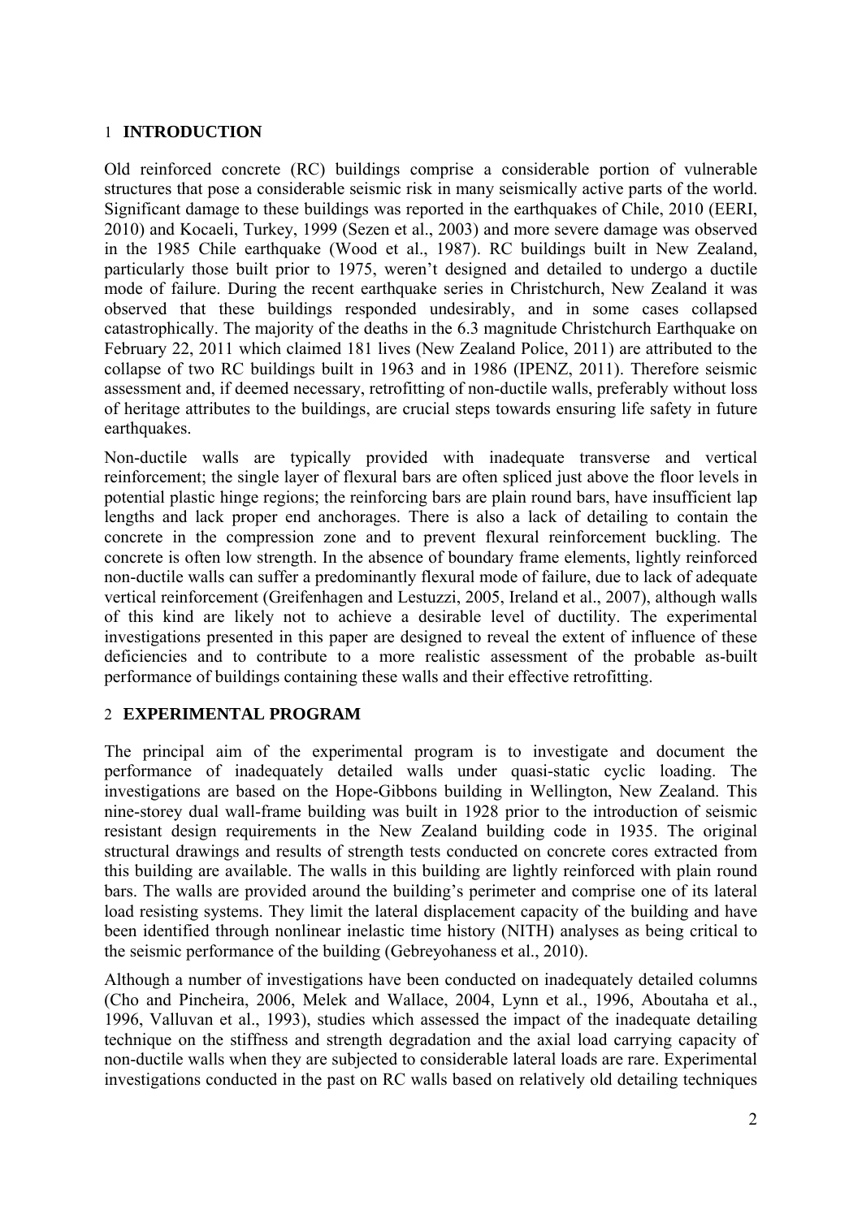## 1 INTRODUCTION

Old reinforced concrete (RC) buildings comprise a considerable portion of vulnerable structures that pose a considerable seismic risk in many seismically active parts of the world. Significant damage to these buildings was reported in the earthquakes of Chile, 2010 (EERI, 2010) and Kocaeli, Turkey, 1999 (Sezen et al., 2003) and more severe damage was observed in the 1985 Chile earthquake (Wood et al., 1987). RC buildings built in New Zealand, particularly those built prior to 1975, weren't designed and detailed to undergo a ductile mode of failure. During the recent earthquake series in Christchurch, New Zealand it was observed that these buildings responded undesirably, and in some cases collapsed catastrophically. The majority of the deaths in the 6.3 magnitude Christchurch Earthquake on February 22, 2011 which claimed 181 lives (New Zealand Police, 2011) are attributed to the collapse of two RC buildings built in 1963 and in 1986 (IPENZ, 2011). Therefore seismic assessment and, if deemed necessary, retrofitting of non-ductile walls, preferably without loss of heritage attributes to the buildings, are crucial steps towards ensuring life safety in future earthquakes.

Non-ductile walls are typically provided with inadequate transverse and vertical reinforcement; the single layer of flexural bars are often spliced just above the floor levels in potential plastic hinge regions; the reinforcing bars are plain round bars, have insufficient lap lengths and lack proper end anchorages. There is also a lack of detailing to contain the concrete in the compression zone and to prevent flexural reinforcement buckling. The concrete is often low strength. In the absence of boundary frame elements, lightly reinforced non-ductile walls can suffer a predominantly flexural mode of failure, due to lack of adequate vertical reinforcement (Greifenhagen and Lestuzzi, 2005, Ireland et al., 2007), although walls of this kind are likely not to achieve a desirable level of ductility. The experimental investigations presented in this paper are designed to reveal the extent of influence of these deficiencies and to contribute to a more realistic assessment of the probable as-built performance of buildings containing these walls and their effective retrofitting.

## 2 EXPERIMENTAL PROGRAM

The principal aim of the experimental program is to investigate and document the performance of inadequately detailed walls under quasi-static cyclic loading. The investigations are based on the Hope-Gibbons building in Wellington, New Zealand. This nine-storey dual wall-frame building was built in 1928 prior to the introduction of seismic resistant design requirements in the New Zealand building code in 1935. The original structural drawings and results of strength tests conducted on concrete cores extracted from this building are available. The walls in this building are lightly reinforced with plain round bars. The walls are provided around the building's perimeter and comprise one of its lateral load resisting systems. They limit the lateral displacement capacity of the building and have been identified through nonlinear inelastic time history (NITH) analyses as being critical to the seismic performance of the building (Gebreyohaness et al., 2010).

Although a number of investigations have been conducted on inadequately detailed columns (Cho and Pincheira, 2006, Melek and Wallace, 2004, Lynn et al., 1996, Aboutaha et al., 1996, Valluvan et al., 1993), studies which assessed the impact of the inadequate detailing technique on the stiffness and strength degradation and the axial load carrying capacity of non-ductile walls when they are subjected to considerable lateral loads are rare. Experimental investigations conducted in the past on RC walls based on relatively old detailing techniques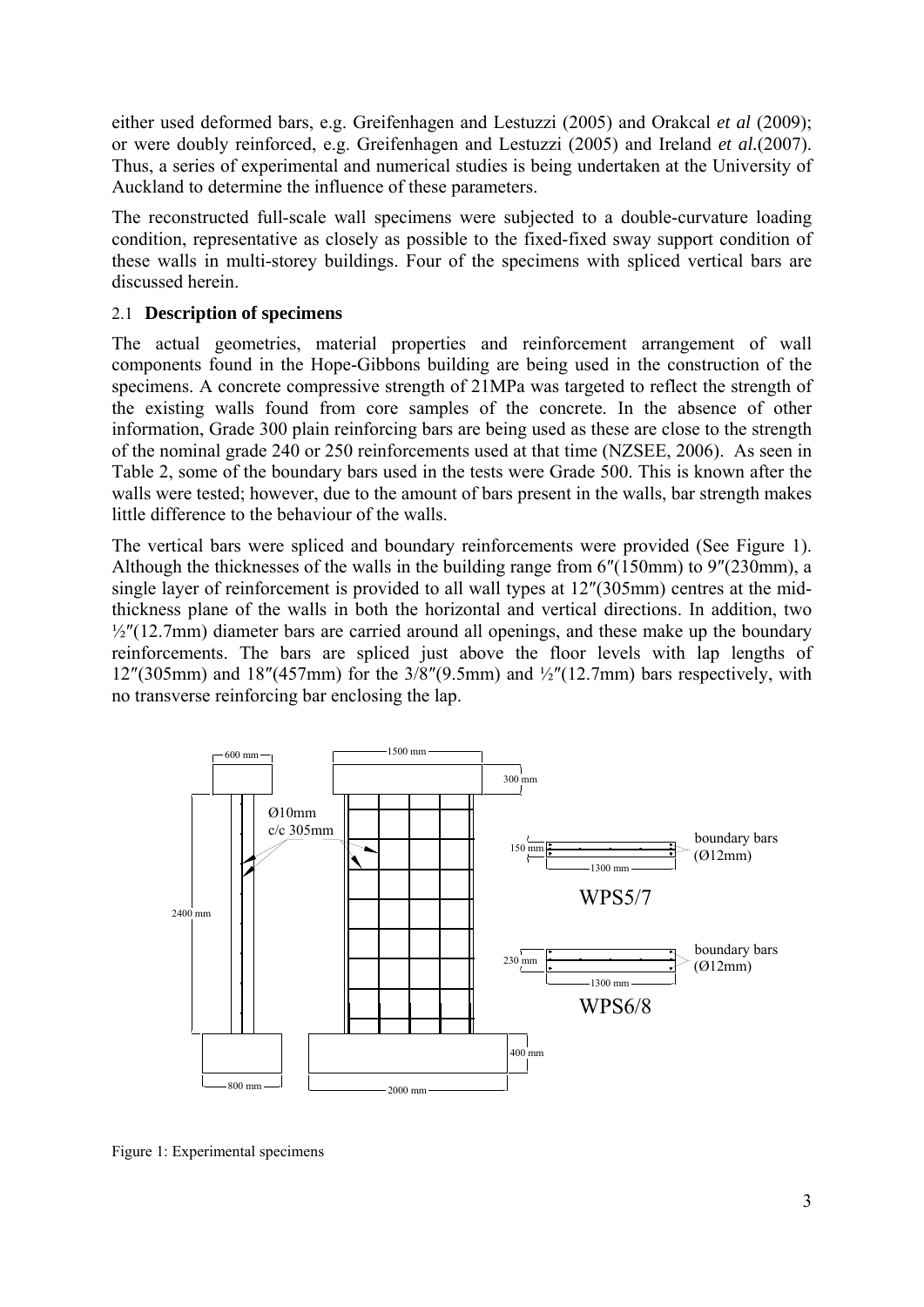either used deformed bars, e.g. Greifenhagen and Lestuzzi (2005) and Orakcal *et al* (2009); or were doubly reinforced, e.g. Greifenhagen and Lestuzzi (2005) and Ireland *et al.*(2007). Thus, a series of experimental and numerical studies is being undertaken at the University of Auckland to determine the influence of these parameters.

The reconstructed full-scale wall specimens were subjected to a double-curvature loading condition, representative as closely as possible to the fixed-fixed sway support condition of these walls in multi-storey buildings. Four of the specimens with spliced vertical bars are discussed herein.

### 2.1 **Description of specimens**

The actual geometries, material properties and reinforcement arrangement of wall components found in the Hope-Gibbons building are being used in the construction of the specimens. A concrete compressive strength of 21MPa was targeted to reflect the strength of the existing walls found from core samples of the concrete. In the absence of other information, Grade 300 plain reinforcing bars are being used as these are close to the strength of the nominal grade 240 or 250 reinforcements used at that time (NZSEE, 2006). As seen in Table 2, some of the boundary bars used in the tests were Grade 500. This is known after the walls were tested; however, due to the amount of bars present in the walls, bar strength makes little difference to the behaviour of the walls.

The vertical bars were spliced and boundary reinforcements were provided (See Figure 1). Although the thicknesses of the walls in the building range from 6″(150mm) to 9″(230mm), a single layer of reinforcement is provided to all wall types at 12″(305mm) centres at the mid-thickness plane of the walls in both the horizontal and vertical directions. In addition, two ½″(12.7mm) diameter bars are carried around all openings, and these make up the boundary reinforcements. The bars are spliced just above the floor levels with lap lengths of 12″(305mm) and 18″(457mm) for the 3/8″(9.5mm) and ½″(12.7mm) bars respectively, with no transverse reinforcing bar enclosing the lap.

Figure 1: Experimental specimens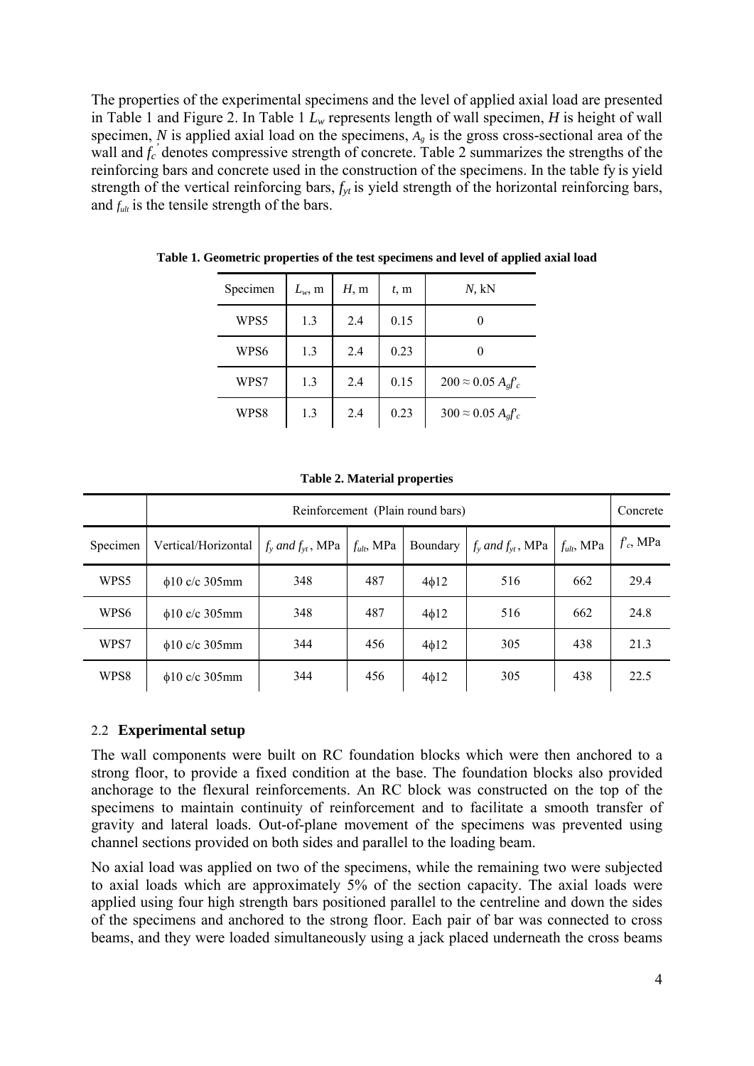The properties of the experimental specimens and the level of applied axial load are presented in Table 1 and Figure 2. In Table 1 $L_w$ represents length of wall specimen, $H$ is height of wall specimen, $N$ is applied axial load on the specimens, $A_g$ is the gross cross-sectional area of the wall and $f_c^{'}$ denotes compressive strength of concrete. Table 2 summarizes the strengths of the reinforcing bars and concrete used in the construction of the specimens. In the table fy is yield strength of the vertical reinforcing bars, $f_{yt}$ is yield strength of the horizontal reinforcing bars, and $f_{ult}$ is the tensile strength of the bars.

**Table 1. Geometric properties of the test specimens and level of applied axial load**

| Specimen | $L_w$, m | $H$, m | $t$, m | $N$, kN |
|---|---|---|---|---|
| WPS5 | 1.3 | 2.4 | 0.15 | 0 |
| WPS6 | 1.3 | 2.4 | 0.23 | 0 |
| WPS7 | 1.3 | 2.4 | 0.15 | $200 \approx 0.05\ A_g f'_c$ |
| WPS8 | 1.3 | 2.4 | 0.23 | $300 \approx 0.05\ A_g f'_c$ |

**Table 2. Material properties**

| | Reinforcement (Plain round bars) | | | | | | Concrete |
|---|---|---|---|---|---|---|---|
| Specimen | Vertical/Horizontal | $f_y$ and $f_{yt}$, MPa | $f_{ult}$, MPa | Boundary | $f_y$ and $f_{yt}$, MPa | $f_{ult}$, MPa | $f'_c$, MPa |
| WPS5 | ϕ10 c/c 305mm | 348 | 487 | 4ϕ12 | 516 | 662 | 29.4 |
| WPS6 | ϕ10 c/c 305mm | 348 | 487 | 4ϕ12 | 516 | 662 | 24.8 |
| WPS7 | ϕ10 c/c 305mm | 344 | 456 | 4ϕ12 | 305 | 438 | 21.3 |
| WPS8 | ϕ10 c/c 305mm | 344 | 456 | 4ϕ12 | 305 | 438 | 22.5 |

### 2.2 **Experimental setup**

The wall components were built on RC foundation blocks which were then anchored to a strong floor, to provide a fixed condition at the base. The foundation blocks also provided anchorage to the flexural reinforcements. An RC block was constructed on the top of the specimens to maintain continuity of reinforcement and to facilitate a smooth transfer of gravity and lateral loads. Out-of-plane movement of the specimens was prevented using channel sections provided on both sides and parallel to the loading beam.

No axial load was applied on two of the specimens, while the remaining two were subjected to axial loads which are approximately 5% of the section capacity. The axial loads were applied using four high strength bars positioned parallel to the centreline and down the sides of the specimens and anchored to the strong floor. Each pair of bar was connected to cross beams, and they were loaded simultaneously using a jack placed underneath the cross beams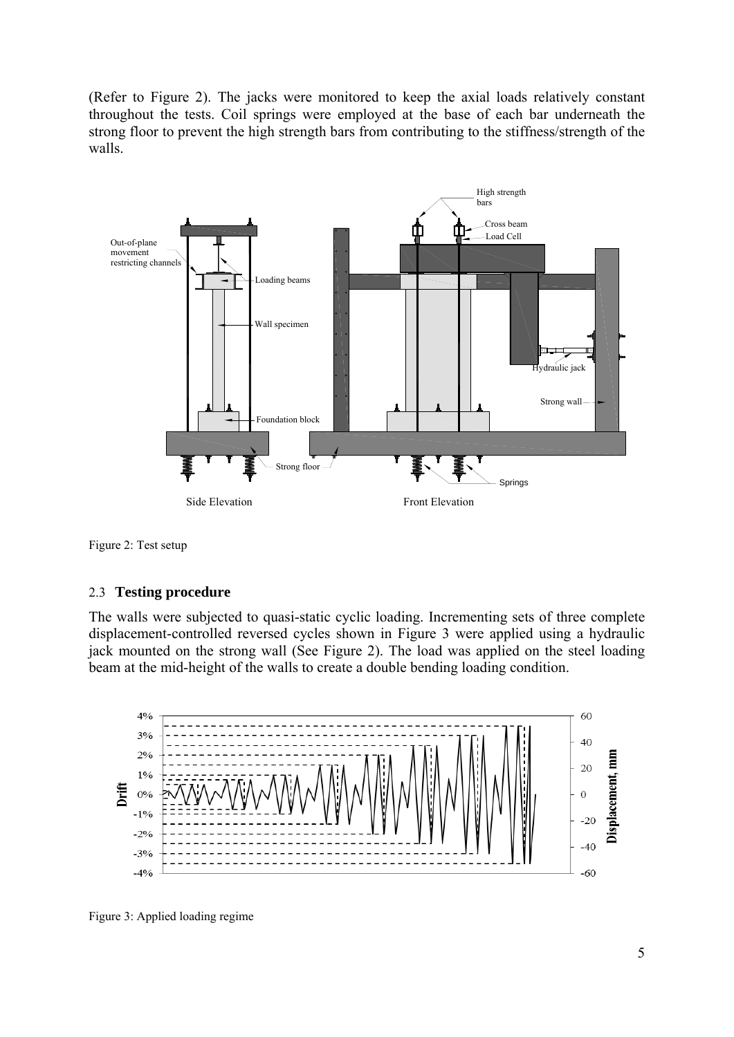(Refer to Figure 2). The jacks were monitored to keep the axial loads relatively constant throughout the tests. Coil springs were employed at the base of each bar underneath the strong floor to prevent the high strength bars from contributing to the stiffness/strength of the walls.

Figure 2: Test setup

### 2.3 **Testing procedure**

The walls were subjected to quasi-static cyclic loading. Incrementing sets of three complete displacement-controlled reversed cycles shown in Figure 3 were applied using a hydraulic jack mounted on the strong wall (See Figure 2). The load was applied on the steel loading beam at the mid-height of the walls to create a double bending loading condition.

Figure 3: Applied loading regime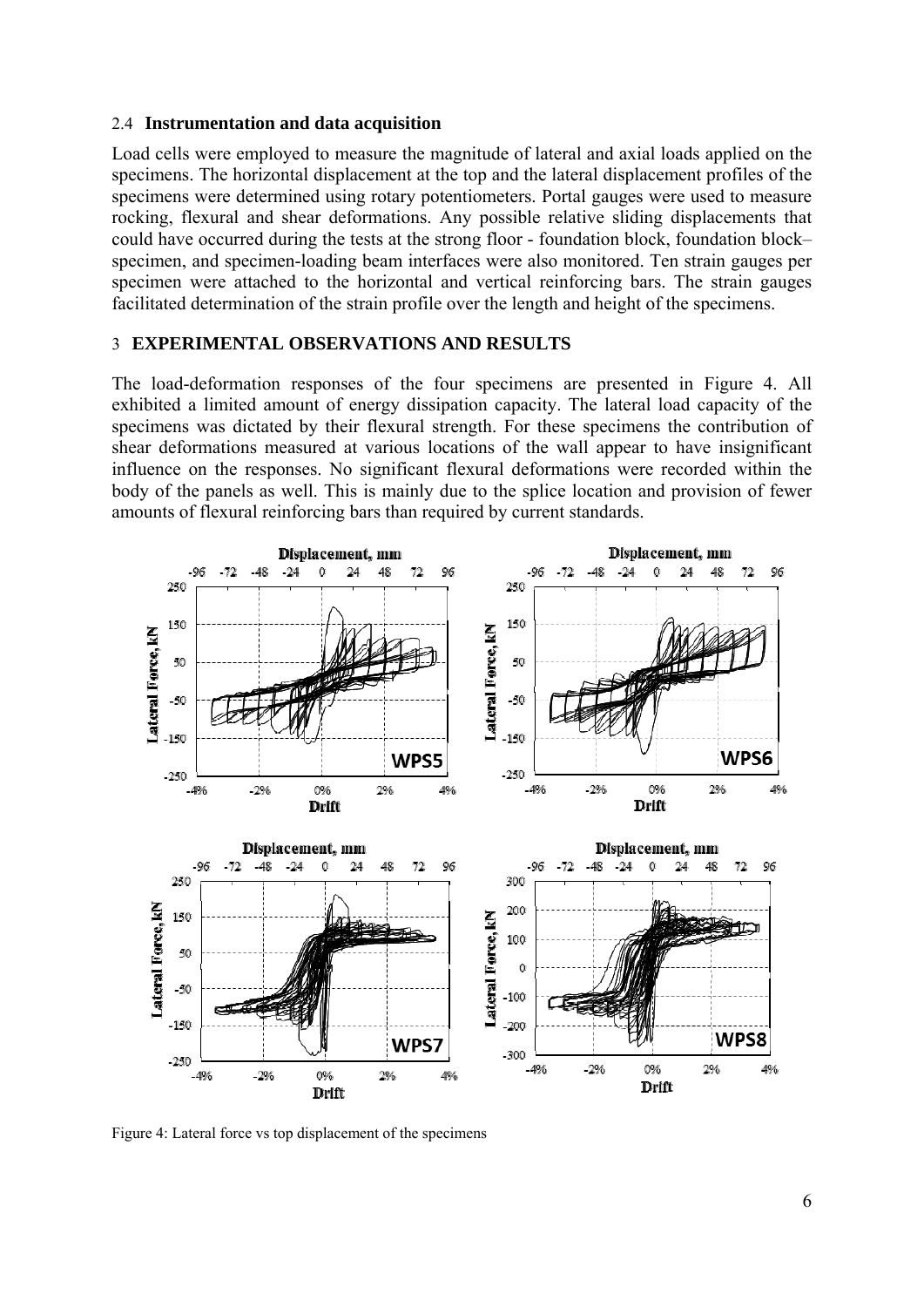### 2.4 **Instrumentation and data acquisition**

Load cells were employed to measure the magnitude of lateral and axial loads applied on the specimens. The horizontal displacement at the top and the lateral displacement profiles of the specimens were determined using rotary potentiometers. Portal gauges were used to measure rocking, flexural and shear deformations. Any possible relative sliding displacements that could have occurred during the tests at the strong floor - foundation block, foundation block–specimen, and specimen-loading beam interfaces were also monitored. Ten strain gauges per specimen were attached to the horizontal and vertical reinforcing bars. The strain gauges facilitated determination of the strain profile over the length and height of the specimens.

## 3 **EXPERIMENTAL OBSERVATIONS AND RESULTS**

The load-deformation responses of the four specimens are presented in Figure 4. All exhibited a limited amount of energy dissipation capacity. The lateral load capacity of the specimens was dictated by their flexural strength. For these specimens the contribution of shear deformations measured at various locations of the wall appear to have insignificant influence on the responses. No significant flexural deformations were recorded within the body of the panels as well. This is mainly due to the splice location and provision of fewer amounts of flexural reinforcing bars than required by current standards.

Figure 4: Lateral force vs top displacement of the specimens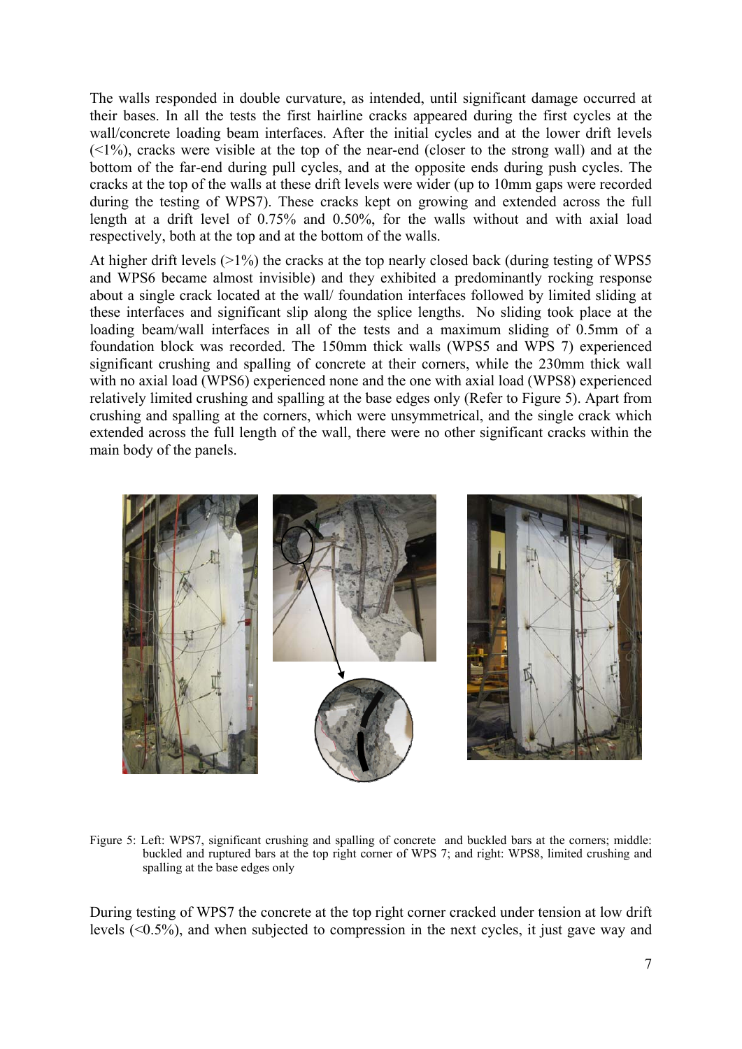The walls responded in double curvature, as intended, until significant damage occurred at their bases. In all the tests the first hairline cracks appeared during the first cycles at the wall/concrete loading beam interfaces. After the initial cycles and at the lower drift levels (<1%), cracks were visible at the top of the near-end (closer to the strong wall) and at the bottom of the far-end during pull cycles, and at the opposite ends during push cycles. The cracks at the top of the walls at these drift levels were wider (up to 10mm gaps were recorded during the testing of WPS7). These cracks kept on growing and extended across the full length at a drift level of 0.75% and 0.50%, for the walls without and with axial load respectively, both at the top and at the bottom of the walls.

At higher drift levels (>1%) the cracks at the top nearly closed back (during testing of WPS5 and WPS6 became almost invisible) and they exhibited a predominantly rocking response about a single crack located at the wall/ foundation interfaces followed by limited sliding at these interfaces and significant slip along the splice lengths. No sliding took place at the loading beam/wall interfaces in all of the tests and a maximum sliding of 0.5mm of a foundation block was recorded. The 150mm thick walls (WPS5 and WPS 7) experienced significant crushing and spalling of concrete at their corners, while the 230mm thick wall with no axial load (WPS6) experienced none and the one with axial load (WPS8) experienced relatively limited crushing and spalling at the base edges only (Refer to Figure 5). Apart from crushing and spalling at the corners, which were unsymmetrical, and the single crack which extended across the full length of the wall, there were no other significant cracks within the main body of the panels.

Figure 5: Left: WPS7, significant crushing and spalling of concrete and buckled bars at the corners; middle: buckled and ruptured bars at the top right corner of WPS 7; and right: WPS8, limited crushing and spalling at the base edges only

During testing of WPS7 the concrete at the top right corner cracked under tension at low drift levels (<0.5%), and when subjected to compression in the next cycles, it just gave way and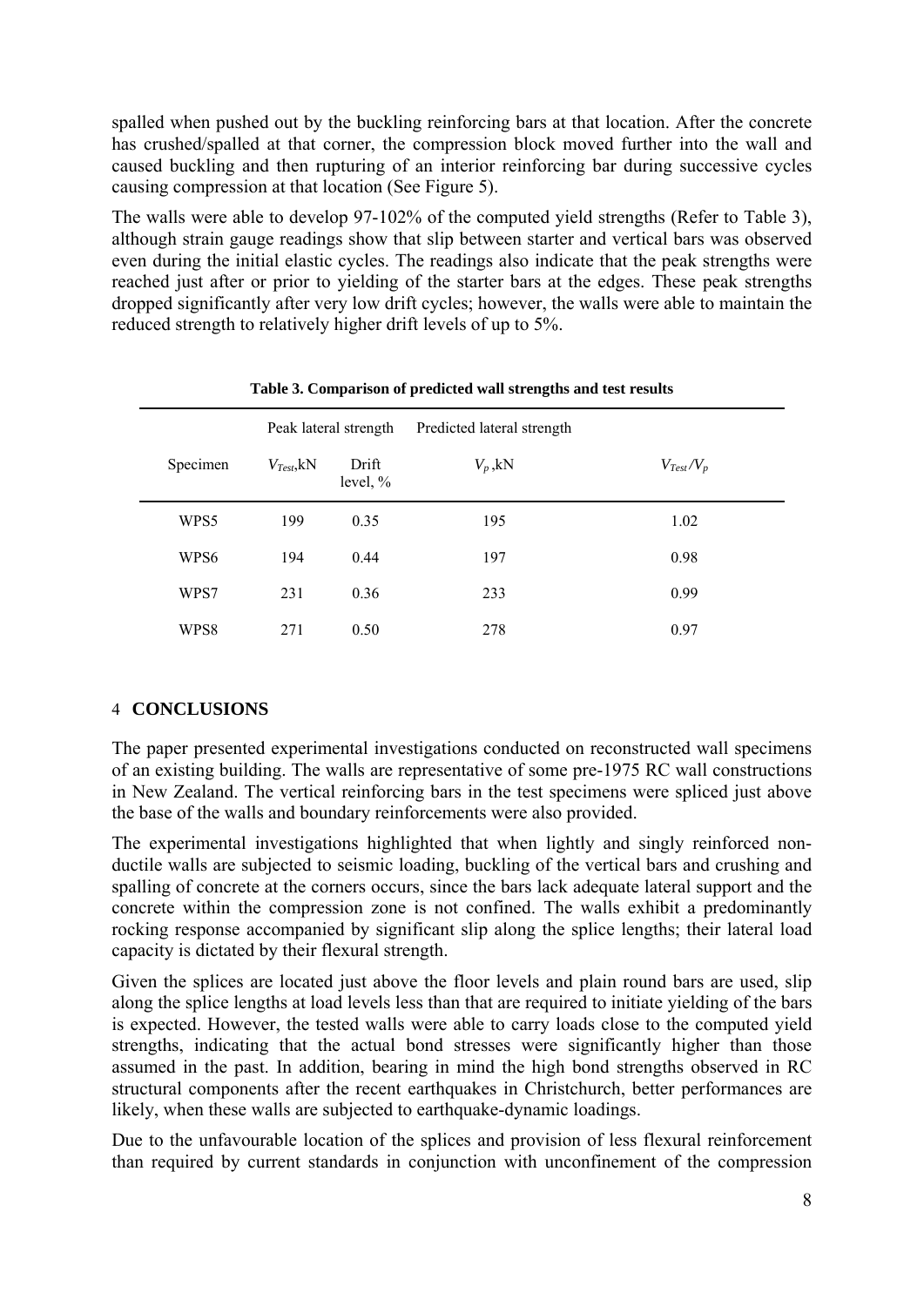spalled when pushed out by the buckling reinforcing bars at that location. After the concrete has crushed/spalled at that corner, the compression block moved further into the wall and caused buckling and then rupturing of an interior reinforcing bar during successive cycles causing compression at that location (See Figure 5).

The walls were able to develop 97-102% of the computed yield strengths (Refer to Table 3), although strain gauge readings show that slip between starter and vertical bars was observed even during the initial elastic cycles. The readings also indicate that the peak strengths were reached just after or prior to yielding of the starter bars at the edges. These peak strengths dropped significantly after very low drift cycles; however, the walls were able to maintain the reduced strength to relatively higher drift levels of up to 5%.

**Table 3. Comparison of predicted wall strengths and test results**

| | Peak lateral strength | | Predicted lateral strength | |
|---|---|---|---|---|
| Specimen | $V_{Test}$,kN | Drift level, % | $V_p$ ,kN | $V_{Test}/V_p$ |
| WPS5 | 199 | 0.35 | 195 | 1.02 |
| WPS6 | 194 | 0.44 | 197 | 0.98 |
| WPS7 | 231 | 0.36 | 233 | 0.99 |
| WPS8 | 271 | 0.50 | 278 | 0.97 |

## 4 CONCLUSIONS

The paper presented experimental investigations conducted on reconstructed wall specimens of an existing building. The walls are representative of some pre-1975 RC wall constructions in New Zealand. The vertical reinforcing bars in the test specimens were spliced just above the base of the walls and boundary reinforcements were also provided.

The experimental investigations highlighted that when lightly and singly reinforced non-ductile walls are subjected to seismic loading, buckling of the vertical bars and crushing and spalling of concrete at the corners occurs, since the bars lack adequate lateral support and the concrete within the compression zone is not confined. The walls exhibit a predominantly rocking response accompanied by significant slip along the splice lengths; their lateral load capacity is dictated by their flexural strength.

Given the splices are located just above the floor levels and plain round bars are used, slip along the splice lengths at load levels less than that are required to initiate yielding of the bars is expected. However, the tested walls were able to carry loads close to the computed yield strengths, indicating that the actual bond stresses were significantly higher than those assumed in the past. In addition, bearing in mind the high bond strengths observed in RC structural components after the recent earthquakes in Christchurch, better performances are likely, when these walls are subjected to earthquake-dynamic loadings.

Due to the unfavourable location of the splices and provision of less flexural reinforcement than required by current standards in conjunction with unconfinement of the compression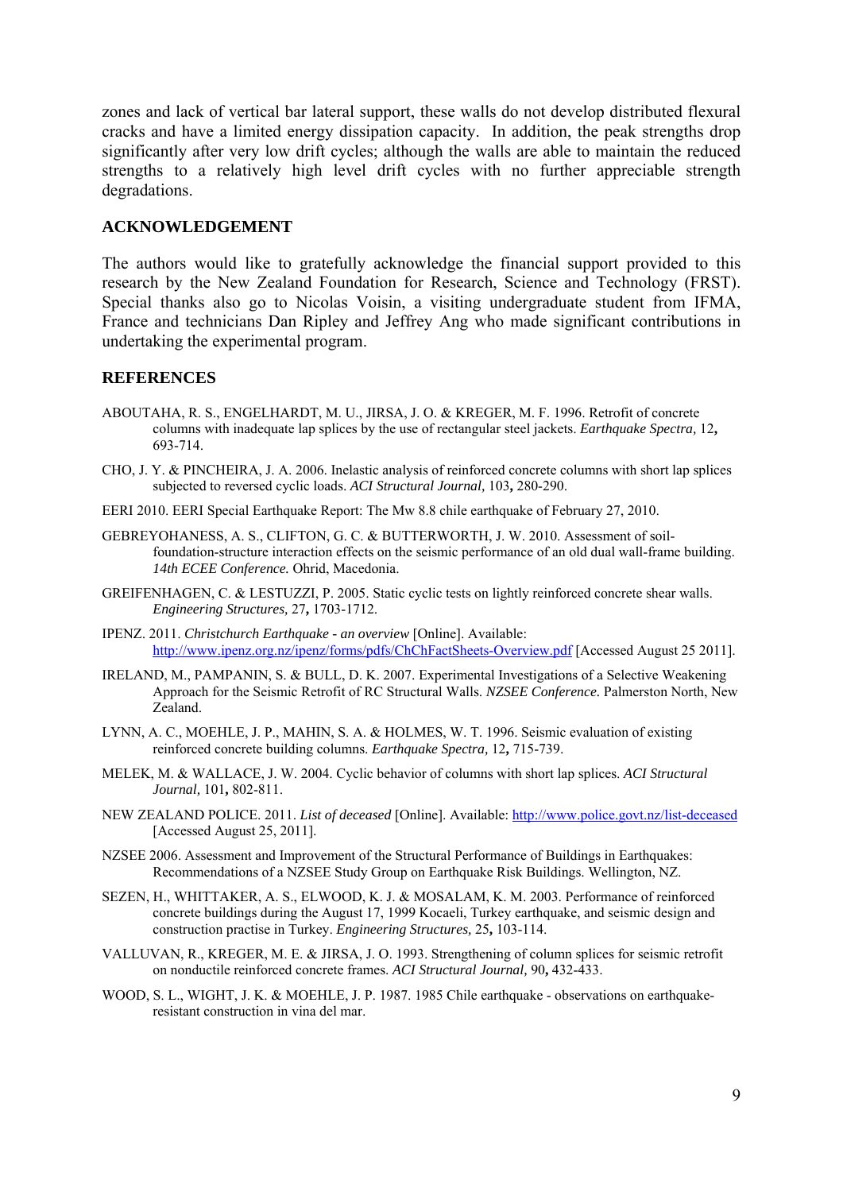zones and lack of vertical bar lateral support, these walls do not develop distributed flexural cracks and have a limited energy dissipation capacity. In addition, the peak strengths drop significantly after very low drift cycles; although the walls are able to maintain the reduced strengths to a relatively high level drift cycles with no further appreciable strength degradations.

## ACKNOWLEDGEMENT

The authors would like to gratefully acknowledge the financial support provided to this research by the New Zealand Foundation for Research, Science and Technology (FRST). Special thanks also go to Nicolas Voisin, a visiting undergraduate student from IFMA, France and technicians Dan Ripley and Jeffrey Ang who made significant contributions in undertaking the experimental program.

## REFERENCES

ABOUTAHA, R. S., ENGELHARDT, M. U., JIRSA, J. O. & KREGER, M. F. 1996. Retrofit of concrete columns with inadequate lap splices by the use of rectangular steel jackets. *Earthquake Spectra,* 12**,** 693-714.

CHO, J. Y. & PINCHEIRA, J. A. 2006. Inelastic analysis of reinforced concrete columns with short lap splices subjected to reversed cyclic loads. *ACI Structural Journal,* 103**,** 280-290.

EERI 2010. EERI Special Earthquake Report: The Mw 8.8 chile earthquake of February 27, 2010.

GEBREYOHANESS, A. S., CLIFTON, G. C. & BUTTERWORTH, J. W. 2010. Assessment of soil-foundation-structure interaction effects on the seismic performance of an old dual wall-frame building. *14th ECEE Conference.* Ohrid, Macedonia.

GREIFENHAGEN, C. & LESTUZZI, P. 2005. Static cyclic tests on lightly reinforced concrete shear walls. *Engineering Structures,* 27**,** 1703-1712.

IPENZ. 2011. *Christchurch Earthquake - an overview* [Online]. Available: http://www.ipenz.org.nz/ipenz/forms/pdfs/ChChFactSheets-Overview.pdf [Accessed August 25 2011].

IRELAND, M., PAMPANIN, S. & BULL, D. K. 2007. Experimental Investigations of a Selective Weakening Approach for the Seismic Retrofit of RC Structural Walls. *NZSEE Conference.* Palmerston North, New Zealand.

LYNN, A. C., MOEHLE, J. P., MAHIN, S. A. & HOLMES, W. T. 1996. Seismic evaluation of existing reinforced concrete building columns. *Earthquake Spectra,* 12**,** 715-739.

MELEK, M. & WALLACE, J. W. 2004. Cyclic behavior of columns with short lap splices. *ACI Structural Journal,* 101**,** 802-811.

NEW ZEALAND POLICE. 2011. *List of deceased* [Online]. Available: http://www.police.govt.nz/list-deceased [Accessed August 25, 2011].

NZSEE 2006. Assessment and Improvement of the Structural Performance of Buildings in Earthquakes: Recommendations of a NZSEE Study Group on Earthquake Risk Buildings. Wellington, NZ.

SEZEN, H., WHITTAKER, A. S., ELWOOD, K. J. & MOSALAM, K. M. 2003. Performance of reinforced concrete buildings during the August 17, 1999 Kocaeli, Turkey earthquake, and seismic design and construction practise in Turkey. *Engineering Structures,* 25**,** 103-114.

VALLUVAN, R., KREGER, M. E. & JIRSA, J. O. 1993. Strengthening of column splices for seismic retrofit on nonductile reinforced concrete frames. *ACI Structural Journal,* 90**,** 432-433.

WOOD, S. L., WIGHT, J. K. & MOEHLE, J. P. 1987. 1985 Chile earthquake - observations on earthquake-resistant construction in vina del mar.